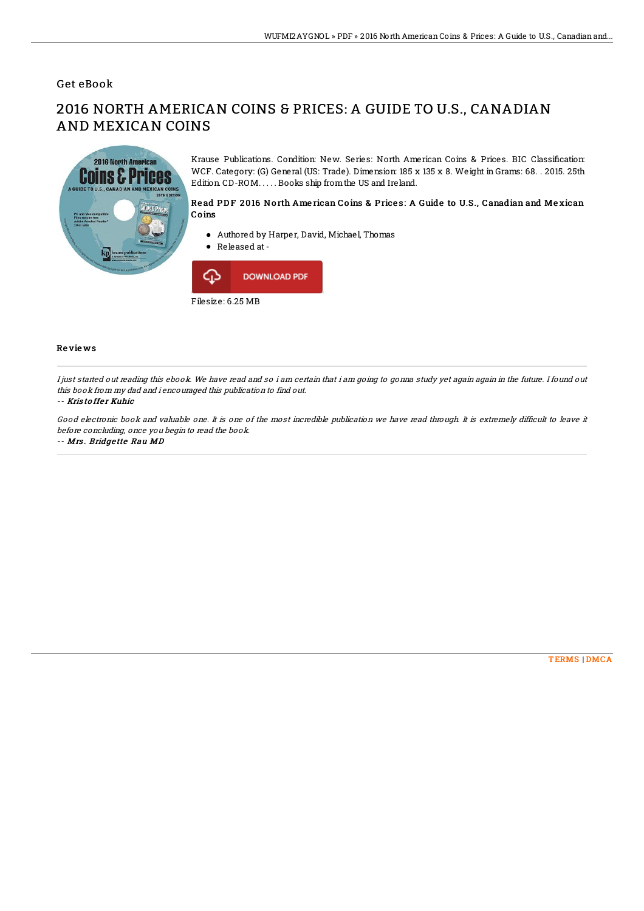Get eBook

# 2016 NORTH AMERICAN COINS & PRICES: A GUIDE TO U.S., CANADIAN AND MEXICAN COINS

Krause Publications. Condition: New. Series: North American Coins & Prices. BIC Classification: WCF. Category: (G) General (US: Trade). Dimension: 185 x 135 x 8. Weight in Grams: 68. . 2015. 25th Edition. CD-ROM. . . . . Books ship from the US and Ireland.

### Read PDF 2016 North American Coins & Prices: A Guide to U.S., Canadian and Mexican Coins

- Authored by Harper, David, Michael, Thomas
- Released at -

DOWNLOAD PDF

Filesize: 6.25 MB

## Reviews

*I just started out reading this ebook. We have read and so i am certain that i am going to gonna study yet again again in the future. I found out this book from my dad and i encouraged this publication to find out.*

*-- Kristoffer Kuhic*

*Good electronic book and valuable one. It is one of the most incredible publication we have read through. It is extremely difficult to leave it before concluding, once you begin to read the book.*

*-- Mrs. Bridgette Rau MD*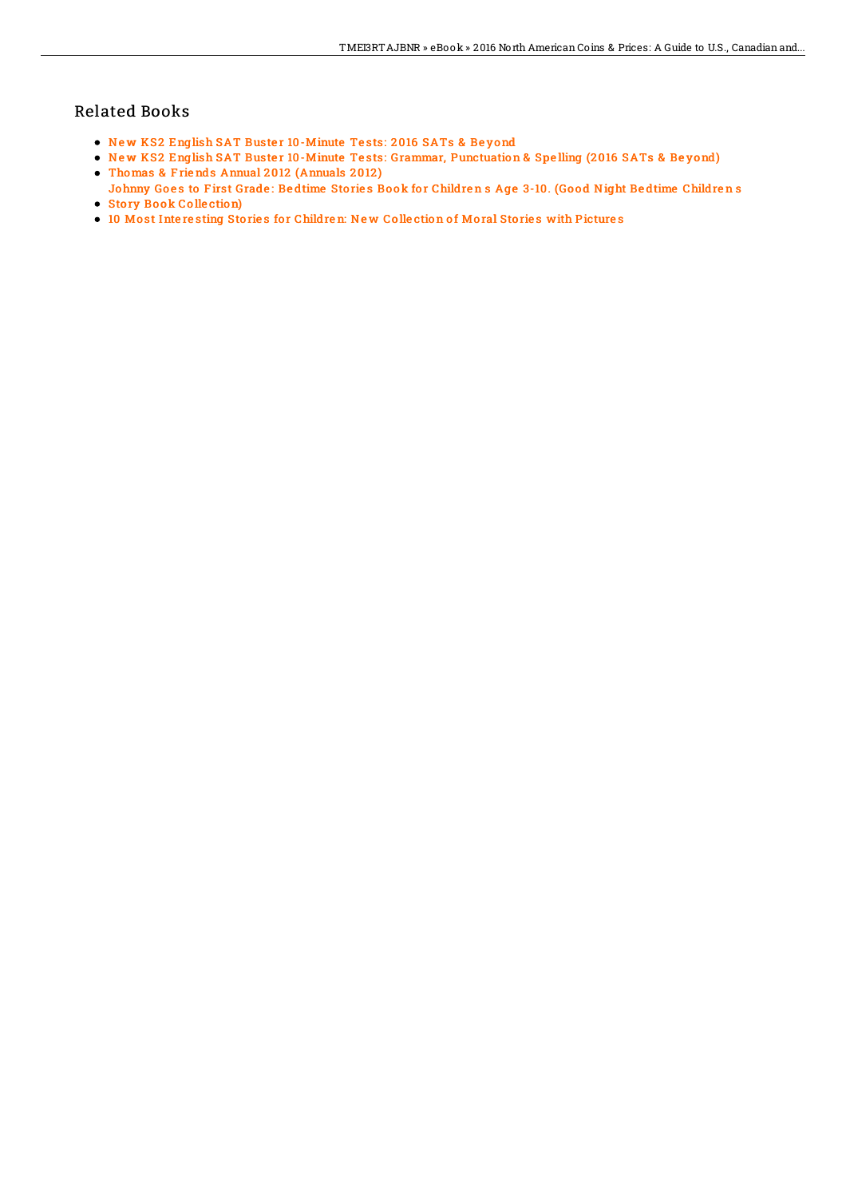## Related Books

- New KS2 English SAT Buster 10-Minute Tests: 2016 SATs & Beyond
- New KS2 English SAT Buster 10-Minute Tests: Grammar, Punctuation & Spelling (2016 SATs & Beyond)
- Thomas & Friends Annual 2012 (Annuals 2012)
- Johnny Goes to First Grade: Bedtime Stories Book for Children s Age 3-10. (Good Night Bedtime Children s Story Book Collection)
- 10 Most Interesting Stories for Children: New Collection of Moral Stories with Pictures